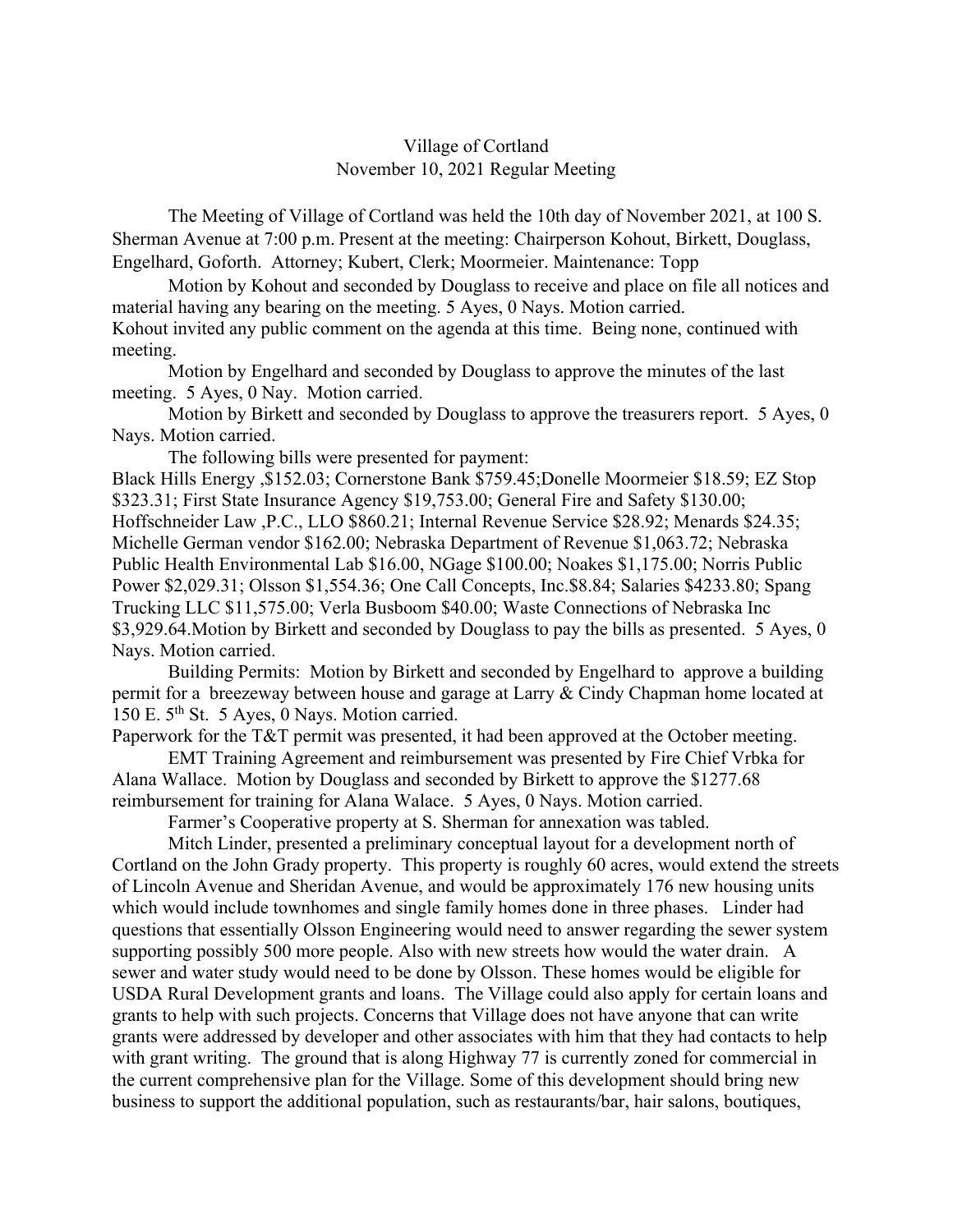Village of Cortland
November 10, 2021 Regular Meeting

The Meeting of Village of Cortland was held the 10th day of November 2021, at 100 S. Sherman Avenue at 7:00 p.m. Present at the meeting: Chairperson Kohout, Birkett, Douglass, Engelhard, Goforth. Attorney; Kubert, Clerk; Moormeier. Maintenance: Topp

Motion by Kohout and seconded by Douglass to receive and place on file all notices and material having any bearing on the meeting. 5 Ayes, 0 Nays. Motion carried.
Kohout invited any public comment on the agenda at this time. Being none, continued with meeting.

Motion by Engelhard and seconded by Douglass to approve the minutes of the last meeting. 5 Ayes, 0 Nay. Motion carried.

Motion by Birkett and seconded by Douglass to approve the treasurers report. 5 Ayes, 0 Nays. Motion carried.

The following bills were presented for payment:
Black Hills Energy ,$152.03; Cornerstone Bank $759.45;Donelle Moormeier $18.59; EZ Stop $323.31; First State Insurance Agency $19,753.00; General Fire and Safety $130.00; Hoffschneider Law ,P.C., LLO $860.21; Internal Revenue Service $28.92; Menards $24.35; Michelle German vendor $162.00; Nebraska Department of Revenue $1,063.72; Nebraska Public Health Environmental Lab $16.00, NGage $100.00; Noakes $1,175.00; Norris Public Power $2,029.31; Olsson $1,554.36; One Call Concepts, Inc.$8.84; Salaries $4233.80; Spang Trucking LLC $11,575.00; Verla Busboom $40.00; Waste Connections of Nebraska Inc $3,929.64.Motion by Birkett and seconded by Douglass to pay the bills as presented. 5 Ayes, 0 Nays. Motion carried.

Building Permits: Motion by Birkett and seconded by Engelhard to approve a building permit for a breezeway between house and garage at Larry & Cindy Chapman home located at 150 E. 5th St. 5 Ayes, 0 Nays. Motion carried.
Paperwork for the T&T permit was presented, it had been approved at the October meeting.

EMT Training Agreement and reimbursement was presented by Fire Chief Vrbka for Alana Wallace. Motion by Douglass and seconded by Birkett to approve the $1277.68 reimbursement for training for Alana Walace. 5 Ayes, 0 Nays. Motion carried.

Farmer's Cooperative property at S. Sherman for annexation was tabled.

Mitch Linder, presented a preliminary conceptual layout for a development north of Cortland on the John Grady property. This property is roughly 60 acres, would extend the streets of Lincoln Avenue and Sheridan Avenue, and would be approximately 176 new housing units which would include townhomes and single family homes done in three phases. Linder had questions that essentially Olsson Engineering would need to answer regarding the sewer system supporting possibly 500 more people. Also with new streets how would the water drain. A sewer and water study would need to be done by Olsson. These homes would be eligible for USDA Rural Development grants and loans. The Village could also apply for certain loans and grants to help with such projects. Concerns that Village does not have anyone that can write grants were addressed by developer and other associates with him that they had contacts to help with grant writing. The ground that is along Highway 77 is currently zoned for commercial in the current comprehensive plan for the Village. Some of this development should bring new business to support the additional population, such as restaurants/bar, hair salons, boutiques,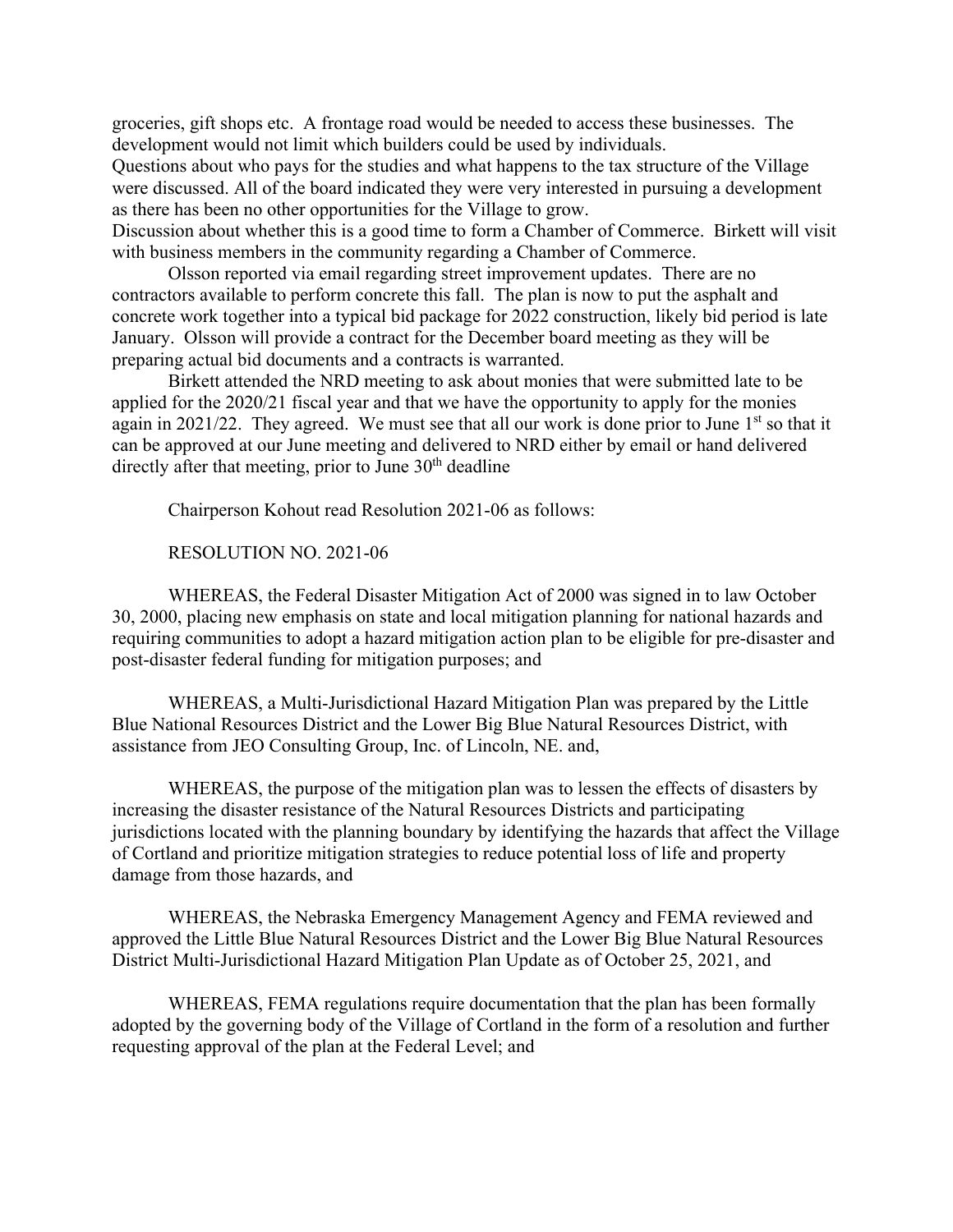groceries, gift shops etc. A frontage road would be needed to access these businesses. The development would not limit which builders could be used by individuals.
Questions about who pays for the studies and what happens to the tax structure of the Village were discussed. All of the board indicated they were very interested in pursuing a development as there has been no other opportunities for the Village to grow.
Discussion about whether this is a good time to form a Chamber of Commerce. Birkett will visit with business members in the community regarding a Chamber of Commerce.

Olsson reported via email regarding street improvement updates. There are no contractors available to perform concrete this fall. The plan is now to put the asphalt and concrete work together into a typical bid package for 2022 construction, likely bid period is late January. Olsson will provide a contract for the December board meeting as they will be preparing actual bid documents and a contracts is warranted.

Birkett attended the NRD meeting to ask about monies that were submitted late to be applied for the 2020/21 fiscal year and that we have the opportunity to apply for the monies again in 2021/22. They agreed. We must see that all our work is done prior to June 1st so that it can be approved at our June meeting and delivered to NRD either by email or hand delivered directly after that meeting, prior to June 30th deadline

Chairperson Kohout read Resolution 2021-06 as follows:

RESOLUTION NO. 2021-06

WHEREAS, the Federal Disaster Mitigation Act of 2000 was signed in to law October 30, 2000, placing new emphasis on state and local mitigation planning for national hazards and requiring communities to adopt a hazard mitigation action plan to be eligible for pre-disaster and post-disaster federal funding for mitigation purposes; and

WHEREAS, a Multi-Jurisdictional Hazard Mitigation Plan was prepared by the Little Blue National Resources District and the Lower Big Blue Natural Resources District, with assistance from JEO Consulting Group, Inc. of Lincoln, NE. and,

WHEREAS, the purpose of the mitigation plan was to lessen the effects of disasters by increasing the disaster resistance of the Natural Resources Districts and participating jurisdictions located with the planning boundary by identifying the hazards that affect the Village of Cortland and prioritize mitigation strategies to reduce potential loss of life and property damage from those hazards, and

WHEREAS, the Nebraska Emergency Management Agency and FEMA reviewed and approved the Little Blue Natural Resources District and the Lower Big Blue Natural Resources District Multi-Jurisdictional Hazard Mitigation Plan Update as of October 25, 2021, and

WHEREAS, FEMA regulations require documentation that the plan has been formally adopted by the governing body of the Village of Cortland in the form of a resolution and further requesting approval of the plan at the Federal Level; and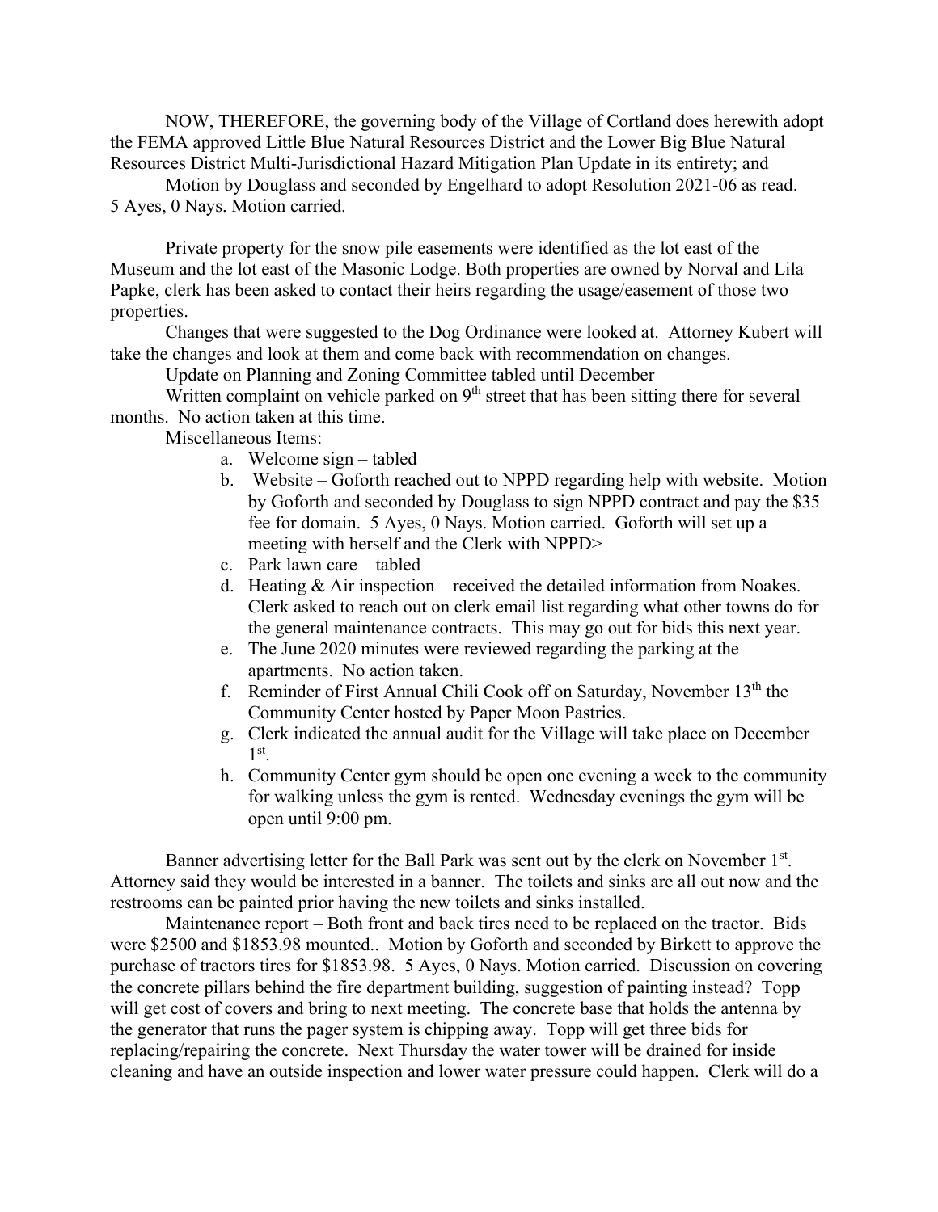NOW, THEREFORE, the governing body of the Village of Cortland does herewith adopt the FEMA approved Little Blue Natural Resources District and the Lower Big Blue Natural Resources District Multi-Jurisdictional Hazard Mitigation Plan Update in its entirety; and

Motion by Douglass and seconded by Engelhard to adopt Resolution 2021-06 as read. 5 Ayes, 0 Nays. Motion carried.

Private property for the snow pile easements were identified as the lot east of the Museum and the lot east of the Masonic Lodge. Both properties are owned by Norval and Lila Papke, clerk has been asked to contact their heirs regarding the usage/easement of those two properties.

Changes that were suggested to the Dog Ordinance were looked at. Attorney Kubert will take the changes and look at them and come back with recommendation on changes.

Update on Planning and Zoning Committee tabled until December

Written complaint on vehicle parked on 9th street that has been sitting there for several months. No action taken at this time.

Miscellaneous Items:

a. Welcome sign – tabled
b. Website – Goforth reached out to NPPD regarding help with website. Motion by Goforth and seconded by Douglass to sign NPPD contract and pay the $35 fee for domain. 5 Ayes, 0 Nays. Motion carried. Goforth will set up a meeting with herself and the Clerk with NPPD>
c. Park lawn care – tabled
d. Heating & Air inspection – received the detailed information from Noakes. Clerk asked to reach out on clerk email list regarding what other towns do for the general maintenance contracts. This may go out for bids this next year.
e. The June 2020 minutes were reviewed regarding the parking at the apartments. No action taken.
f. Reminder of First Annual Chili Cook off on Saturday, November 13th the Community Center hosted by Paper Moon Pastries.
g. Clerk indicated the annual audit for the Village will take place on December 1st.
h. Community Center gym should be open one evening a week to the community for walking unless the gym is rented. Wednesday evenings the gym will be open until 9:00 pm.

Banner advertising letter for the Ball Park was sent out by the clerk on November 1st. Attorney said they would be interested in a banner. The toilets and sinks are all out now and the restrooms can be painted prior having the new toilets and sinks installed.

Maintenance report – Both front and back tires need to be replaced on the tractor. Bids were $2500 and $1853.98 mounted.. Motion by Goforth and seconded by Birkett to approve the purchase of tractors tires for $1853.98. 5 Ayes, 0 Nays. Motion carried. Discussion on covering the concrete pillars behind the fire department building, suggestion of painting instead? Topp will get cost of covers and bring to next meeting. The concrete base that holds the antenna by the generator that runs the pager system is chipping away. Topp will get three bids for replacing/repairing the concrete. Next Thursday the water tower will be drained for inside cleaning and have an outside inspection and lower water pressure could happen. Clerk will do a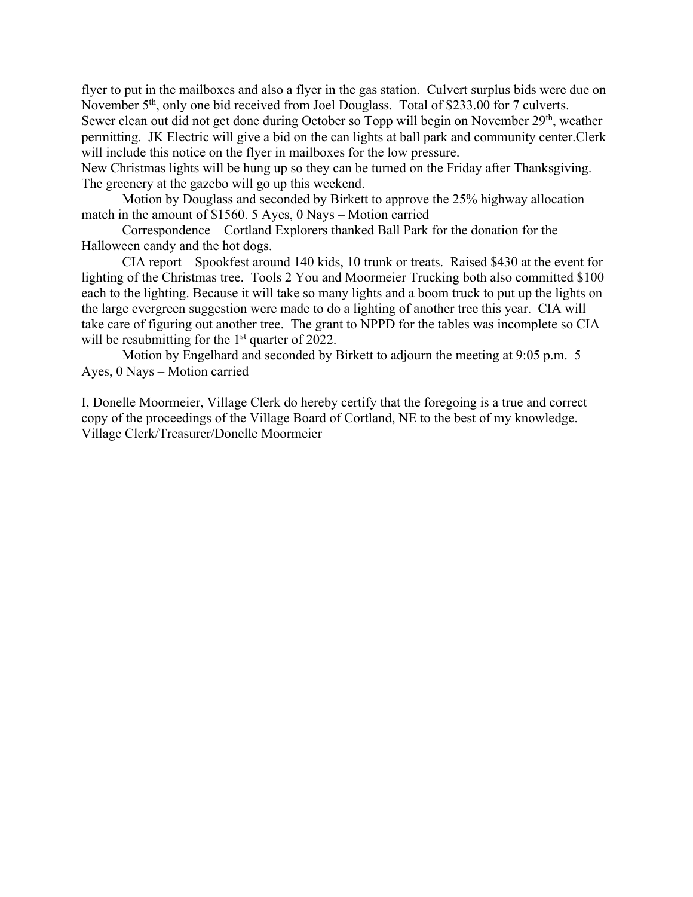flyer to put in the mailboxes and also a flyer in the gas station. Culvert surplus bids were due on November 5th, only one bid received from Joel Douglass. Total of $233.00 for 7 culverts. Sewer clean out did not get done during October so Topp will begin on November 29th, weather permitting. JK Electric will give a bid on the can lights at ball park and community center.Clerk will include this notice on the flyer in mailboxes for the low pressure.

New Christmas lights will be hung up so they can be turned on the Friday after Thanksgiving. The greenery at the gazebo will go up this weekend.

Motion by Douglass and seconded by Birkett to approve the 25% highway allocation match in the amount of $1560. 5 Ayes, 0 Nays – Motion carried

Correspondence – Cortland Explorers thanked Ball Park for the donation for the Halloween candy and the hot dogs.

CIA report – Spookfest around 140 kids, 10 trunk or treats. Raised $430 at the event for lighting of the Christmas tree. Tools 2 You and Moormeier Trucking both also committed $100 each to the lighting. Because it will take so many lights and a boom truck to put up the lights on the large evergreen suggestion were made to do a lighting of another tree this year. CIA will take care of figuring out another tree. The grant to NPPD for the tables was incomplete so CIA will be resubmitting for the 1st quarter of 2022.

Motion by Engelhard and seconded by Birkett to adjourn the meeting at 9:05 p.m. 5 Ayes, 0 Nays – Motion carried

I, Donelle Moormeier, Village Clerk do hereby certify that the foregoing is a true and correct copy of the proceedings of the Village Board of Cortland, NE to the best of my knowledge.
Village Clerk/Treasurer/Donelle Moormeier